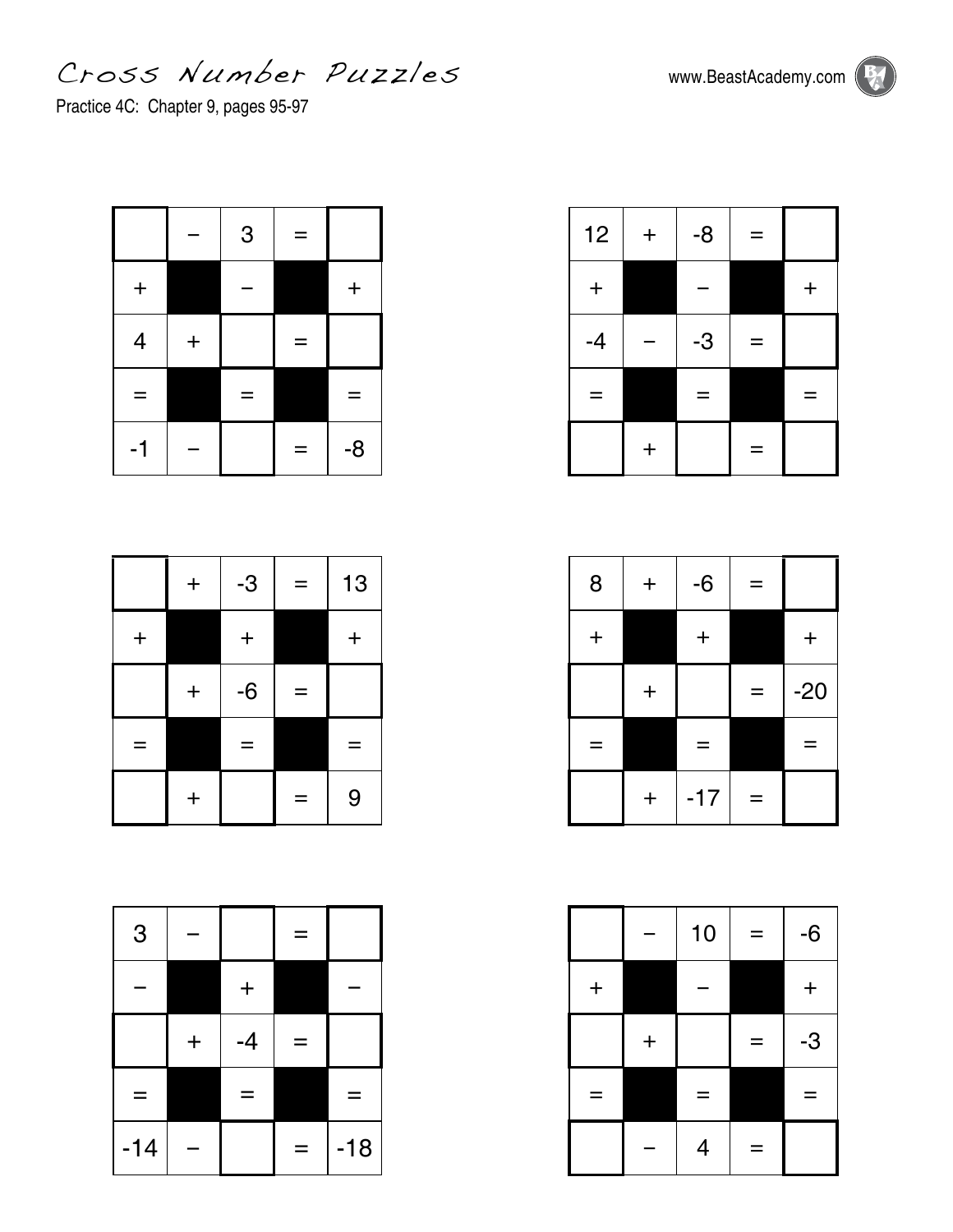# Cross Number Puzzles

Practice 4C: Chapter 9, pages 95-97

|  | − | 3 | = |  |
|---|---|---|---|---|
| + | ■ | − | ■ | + |
| 4 | + |  | = |  |
| = | ■ | = | ■ | = |
| -1 | − |  | = | -8 |

| 12 | + | -8 | = |  |
|---|---|---|---|---|
| + | ■ | − | ■ | + |
| -4 | − | -3 | = |  |
| = | ■ | = | ■ | = |
|  | + |  | = |  |

|  | + | -3 | = | 13 |
|---|---|---|---|---|
| + | ■ | + | ■ | + |
|  | + | -6 | = |  |
| = | ■ | = | ■ | = |
|  | + |  | = | 9 |

| 8 | + | -6 | = |  |
|---|---|---|---|---|
| + | ■ | + | ■ | + |
|  | + |  | = | -20 |
| = | ■ | = | ■ | = |
|  | + | -17 | = |  |

| 3 | − |  | = |  |
|---|---|---|---|---|
| − | ■ | + | ■ | − |
|  | + | -4 | = |  |
| = | ■ | = | ■ | = |
| -14 | − |  | = | -18 |

|  | − | 10 | = | -6 |
|---|---|---|---|---|
| + | ■ | − | ■ | + |
|  | + |  | = | -3 |
| = | ■ | = | ■ | = |
|  | − | 4 | = |  |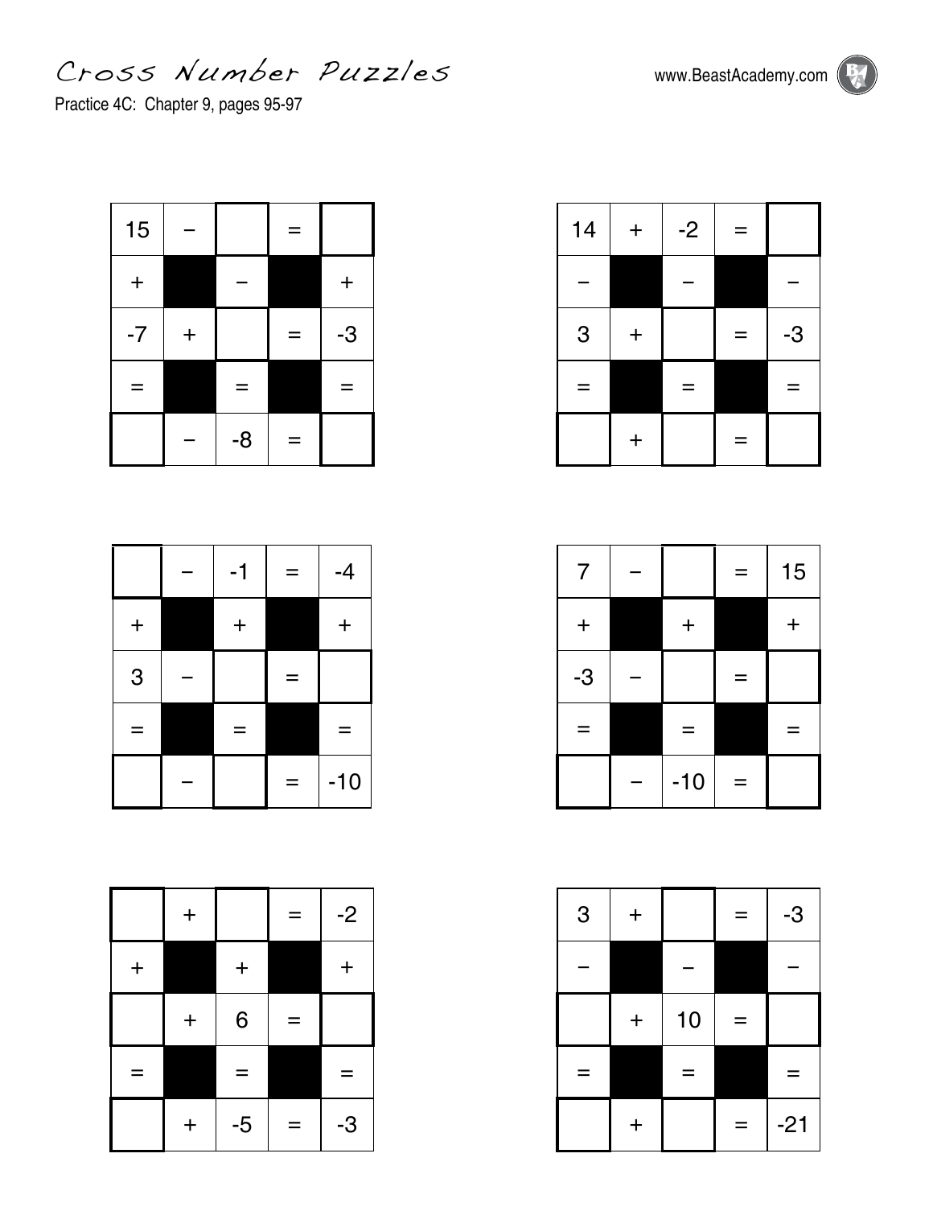# Cross Number Puzzles

Practice 4C: Chapter 9, pages 95-97

www.BeastAcademy.com

| 15 | − |  | = |  |
|---|---|---|---|---|
| + |  | − |  | + |
| -7 | + |  | = | -3 |
| = |  | = |  | = |
|  | − | -8 | = |  |

| 14 | + | -2 | = |  |
|---|---|---|---|---|
| − |  | − |  | − |
| 3 | + |  | = | -3 |
| = |  | = |  | = |
|  | + |  | = |  |

|  | − | -1 | = | -4 |
|---|---|---|---|---|
| + |  | + |  | + |
| 3 | − |  | = |  |
| = |  | = |  | = |
|  | − |  | = | -10 |

| 7 | − |  | = | 15 |
|---|---|---|---|---|
| + |  | + |  | + |
| -3 | − |  | = |  |
| = |  | = |  | = |
|  | − | -10 | = |  |

|  | + |  | = | -2 |
|---|---|---|---|---|
| + |  | + |  | + |
|  | + | 6 | = |  |
| = |  | = |  | = |
|  | + | -5 | = | -3 |

| 3 | + |  | = | -3 |
|---|---|---|---|---|
| − |  | − |  | − |
|  | + | 10 | = |  |
| = |  | = |  | = |
|  | + |  | = | -21 |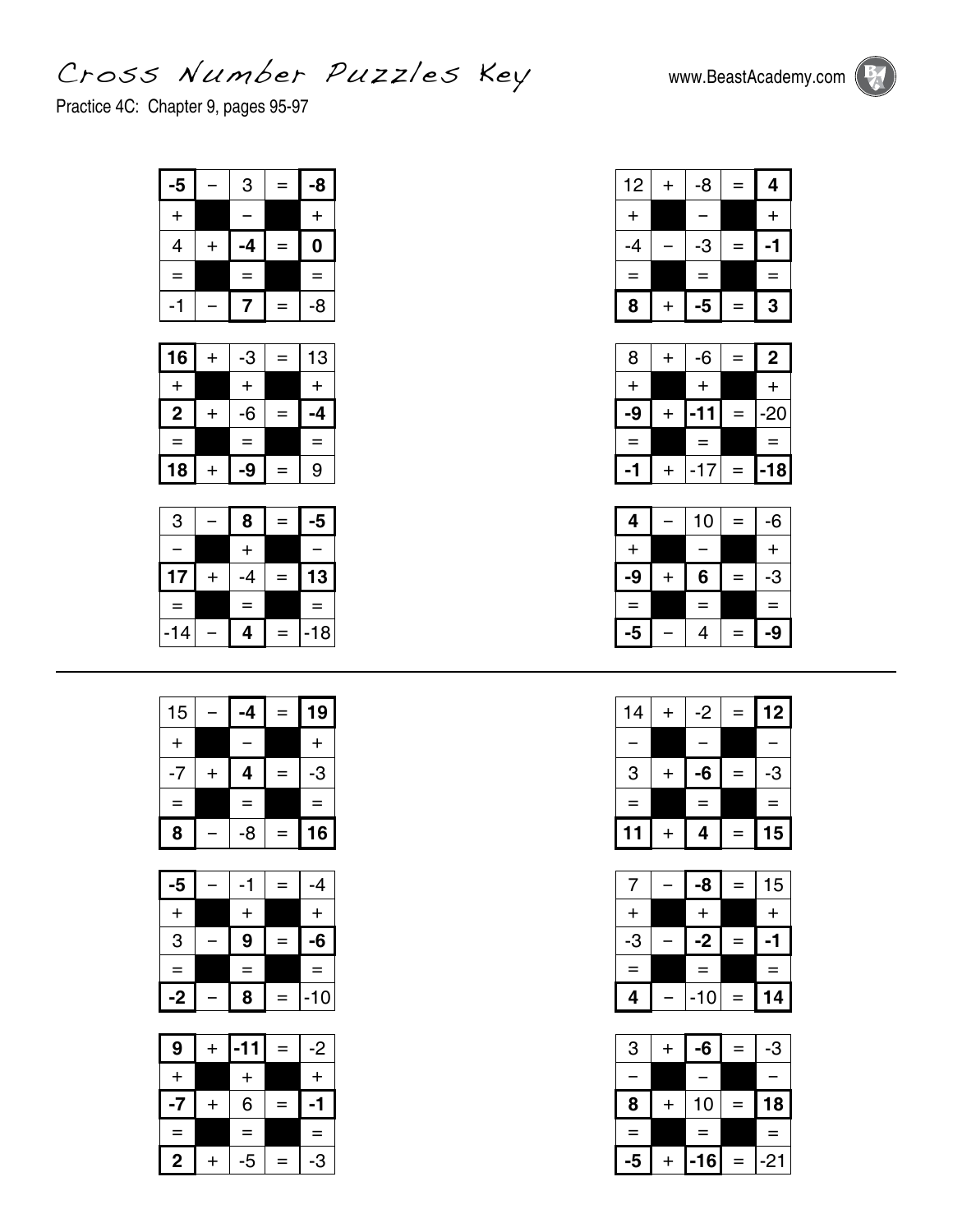# Cross Number Puzzles Key

Practice 4C: Chapter 9, pages 95-97

| | | | | |
|---|---|---|---|---|
| **-5** | − | 3 | = | **-8** |
| + | | − | | + |
| 4 | + | **-4** | = | **0** |
| = | | = | | = |
| -1 | − | **7** | = | -8 |

| | | | | |
|---|---|---|---|---|
| 12 | + | -8 | = | **4** |
| + | | − | | + |
| -4 | − | -3 | = | **-1** |
| = | | = | | = |
| **8** | + | **-5** | = | **3** |

| | | | | |
|---|---|---|---|---|
| **16** | + | -3 | = | 13 |
| + | | + | | + |
| **2** | + | -6 | = | **-4** |
| = | | = | | = |
| **18** | + | **-9** | = | 9 |

| | | | | |
|---|---|---|---|---|
| 8 | + | -6 | = | **2** |
| + | | + | | + |
| **-9** | + | **-11** | = | -20 |
| = | | = | | = |
| **-1** | + | -17 | = | **-18** |

| | | | | |
|---|---|---|---|---|
| 3 | − | **8** | = | **-5** |
| − | | + | | − |
| **17** | + | -4 | = | **13** |
| = | | = | | = |
| -14 | − | **4** | = | -18 |

| | | | | |
|---|---|---|---|---|
| **4** | − | 10 | = | -6 |
| + | | − | | + |
| **-9** | + | **6** | = | -3 |
| = | | = | | = |
| **-5** | − | 4 | = | **-9** |

---

| | | | | |
|---|---|---|---|---|
| 15 | − | **-4** | = | **19** |
| + | | − | | + |
| -7 | + | **4** | = | -3 |
| = | | = | | = |
| **8** | − | -8 | = | **16** |

| | | | | |
|---|---|---|---|---|
| 14 | + | -2 | = | **12** |
| − | | − | | − |
| 3 | + | **-6** | = | -3 |
| = | | = | | = |
| **11** | + | **4** | = | **15** |

| | | | | |
|---|---|---|---|---|
| **-5** | − | -1 | = | -4 |
| + | | + | | + |
| 3 | − | **9** | = | **-6** |
| = | | = | | = |
| **-2** | − | **8** | = | -10 |

| | | | | |
|---|---|---|---|---|
| 7 | − | **-8** | = | 15 |
| + | | + | | + |
| -3 | − | **-2** | = | **-1** |
| = | | = | | = |
| **4** | − | -10 | = | **14** |

| | | | | |
|---|---|---|---|---|
| **9** | + | **-11** | = | -2 |
| + | | + | | + |
| **-7** | + | 6 | = | **-1** |
| = | | = | | = |
| **2** | + | -5 | = | -3 |

| | | | | |
|---|---|---|---|---|
| 3 | + | **-6** | = | -3 |
| − | | − | | − |
| **8** | + | 10 | = | **18** |
| = | | = | | = |
| **-5** | + | **-16** | = | -21 |